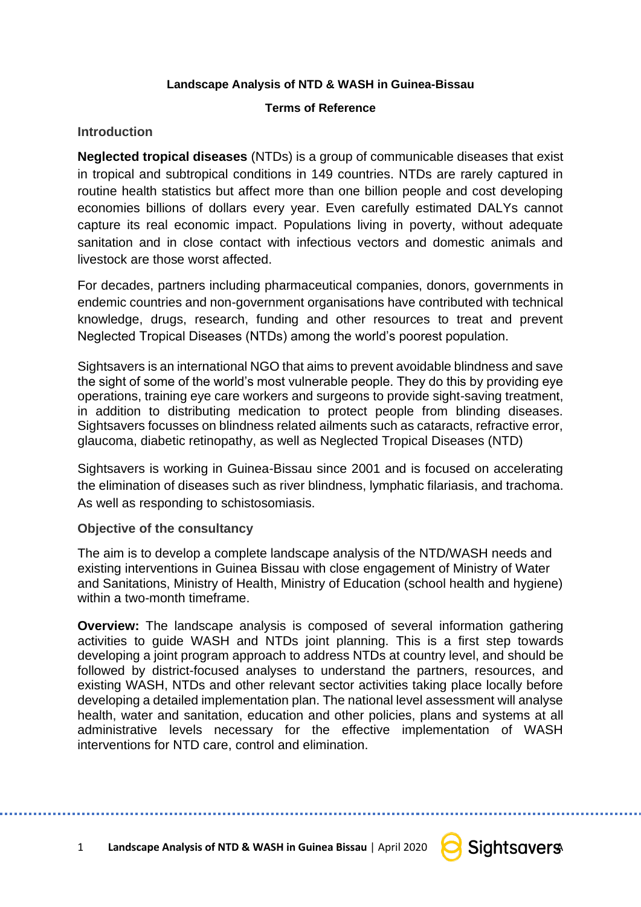**Landscape Analysis of NTD & WASH in Guinea-Bissau**

**Terms of Reference**

## Introduction

**Neglected tropical diseases** (NTDs) is a group of communicable diseases that exist in tropical and subtropical conditions in 149 countries. NTDs are rarely captured in routine health statistics but affect more than one billion people and cost developing economies billions of dollars every year. Even carefully estimated DALYs cannot capture its real economic impact. Populations living in poverty, without adequate sanitation and in close contact with infectious vectors and domestic animals and livestock are those worst affected.

For decades, partners including pharmaceutical companies, donors, governments in endemic countries and non-government organisations have contributed with technical knowledge, drugs, research, funding and other resources to treat and prevent Neglected Tropical Diseases (NTDs) among the world's poorest population.

Sightsavers is an international NGO that aims to prevent avoidable blindness and save the sight of some of the world's most vulnerable people. They do this by providing eye operations, training eye care workers and surgeons to provide sight-saving treatment, in addition to distributing medication to protect people from blinding diseases. Sightsavers focusses on blindness related ailments such as cataracts, refractive error, glaucoma, diabetic retinopathy, as well as Neglected Tropical Diseases (NTD)

Sightsavers is working in Guinea-Bissau since 2001 and is focused on accelerating the elimination of diseases such as river blindness, lymphatic filariasis, and trachoma. As well as responding to schistosomiasis.

## Objective of the consultancy

The aim is to develop a complete landscape analysis of the NTD/WASH needs and existing interventions in Guinea Bissau with close engagement of Ministry of Water and Sanitations, Ministry of Health, Ministry of Education (school health and hygiene) within a two-month timeframe.

**Overview:** The landscape analysis is composed of several information gathering activities to guide WASH and NTDs joint planning. This is a first step towards developing a joint program approach to address NTDs at country level, and should be followed by district-focused analyses to understand the partners, resources, and existing WASH, NTDs and other relevant sector activities taking place locally before developing a detailed implementation plan. The national level assessment will analyse health, water and sanitation, education and other policies, plans and systems at all administrative levels necessary for the effective implementation of WASH interventions for NTD care, control and elimination.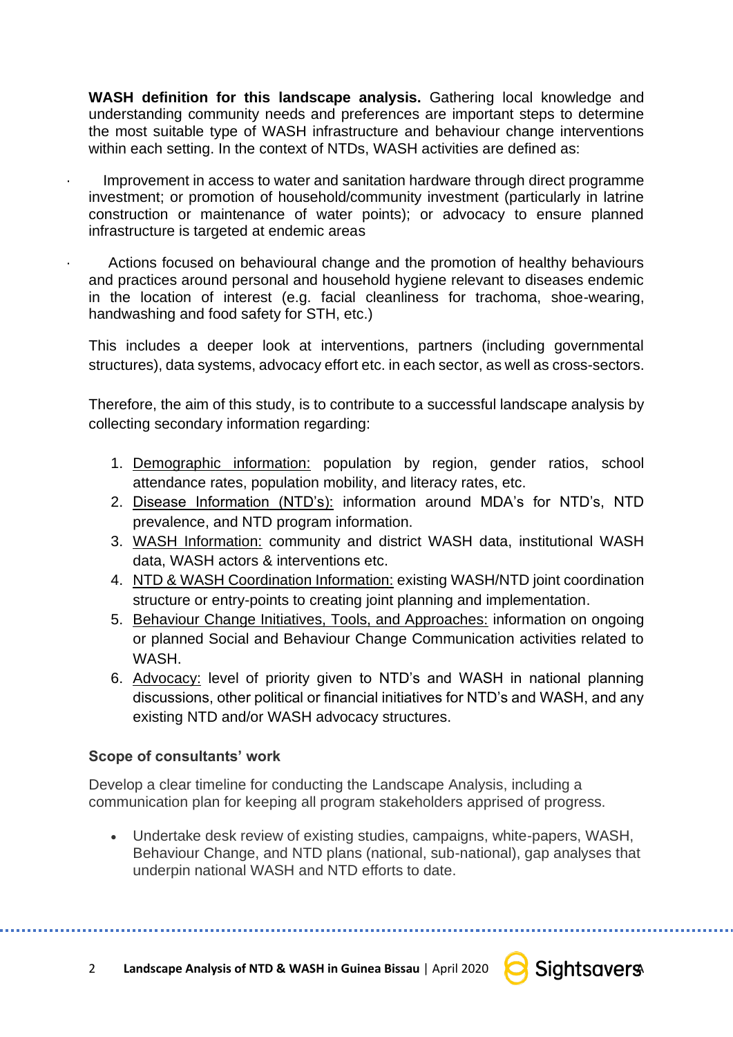**WASH definition for this landscape analysis.** Gathering local knowledge and understanding community needs and preferences are important steps to determine the most suitable type of WASH infrastructure and behaviour change interventions within each setting. In the context of NTDs, WASH activities are defined as:

- Improvement in access to water and sanitation hardware through direct programme investment; or promotion of household/community investment (particularly in latrine construction or maintenance of water points); or advocacy to ensure planned infrastructure is targeted at endemic areas
- Actions focused on behavioural change and the promotion of healthy behaviours and practices around personal and household hygiene relevant to diseases endemic in the location of interest (e.g. facial cleanliness for trachoma, shoe-wearing, handwashing and food safety for STH, etc.)

This includes a deeper look at interventions, partners (including governmental structures), data systems, advocacy effort etc. in each sector, as well as cross-sectors.

Therefore, the aim of this study, is to contribute to a successful landscape analysis by collecting secondary information regarding:

1. Demographic information: population by region, gender ratios, school attendance rates, population mobility, and literacy rates, etc.
2. Disease Information (NTD's): information around MDA's for NTD's, NTD prevalence, and NTD program information.
3. WASH Information: community and district WASH data, institutional WASH data, WASH actors & interventions etc.
4. NTD & WASH Coordination Information: existing WASH/NTD joint coordination structure or entry-points to creating joint planning and implementation.
5. Behaviour Change Initiatives, Tools, and Approaches: information on ongoing or planned Social and Behaviour Change Communication activities related to WASH.
6. Advocacy: level of priority given to NTD's and WASH in national planning discussions, other political or financial initiatives for NTD's and WASH, and any existing NTD and/or WASH advocacy structures.

### Scope of consultants' work

Develop a clear timeline for conducting the Landscape Analysis, including a communication plan for keeping all program stakeholders apprised of progress.

- Undertake desk review of existing studies, campaigns, white-papers, WASH, Behaviour Change, and NTD plans (national, sub-national), gap analyses that underpin national WASH and NTD efforts to date.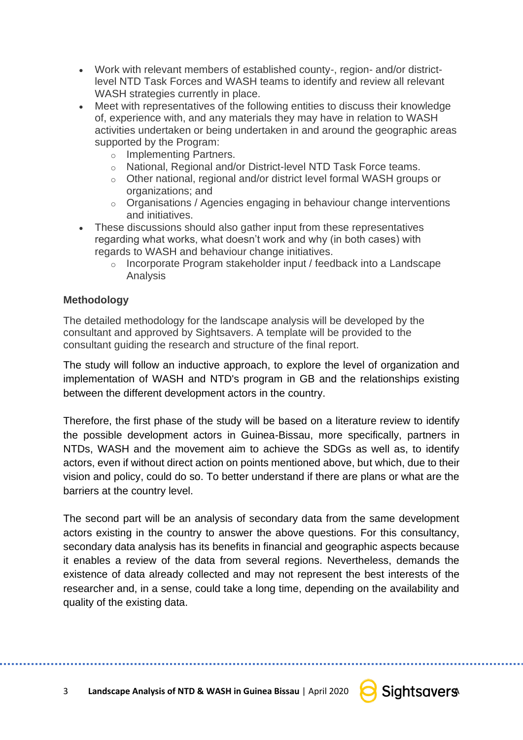- Work with relevant members of established county-, region- and/or district-level NTD Task Forces and WASH teams to identify and review all relevant WASH strategies currently in place.
- Meet with representatives of the following entities to discuss their knowledge of, experience with, and any materials they may have in relation to WASH activities undertaken or being undertaken in and around the geographic areas supported by the Program:
    - Implementing Partners.
    - National, Regional and/or District-level NTD Task Force teams.
    - Other national, regional and/or district level formal WASH groups or organizations; and
    - Organisations / Agencies engaging in behaviour change interventions and initiatives.
- These discussions should also gather input from these representatives regarding what works, what doesn't work and why (in both cases) with regards to WASH and behaviour change initiatives.
    - Incorporate Program stakeholder input / feedback into a Landscape Analysis

**Methodology**

The detailed methodology for the landscape analysis will be developed by the consultant and approved by Sightsavers. A template will be provided to the consultant guiding the research and structure of the final report.

The study will follow an inductive approach, to explore the level of organization and implementation of WASH and NTD's program in GB and the relationships existing between the different development actors in the country.

Therefore, the first phase of the study will be based on a literature review to identify the possible development actors in Guinea-Bissau, more specifically, partners in NTDs, WASH and the movement aim to achieve the SDGs as well as, to identify actors, even if without direct action on points mentioned above, but which, due to their vision and policy, could do so. To better understand if there are plans or what are the barriers at the country level.

The second part will be an analysis of secondary data from the same development actors existing in the country to answer the above questions. For this consultancy, secondary data analysis has its benefits in financial and geographic aspects because it enables a review of the data from several regions. Nevertheless, demands the existence of data already collected and may not represent the best interests of the researcher and, in a sense, could take a long time, depending on the availability and quality of the existing data.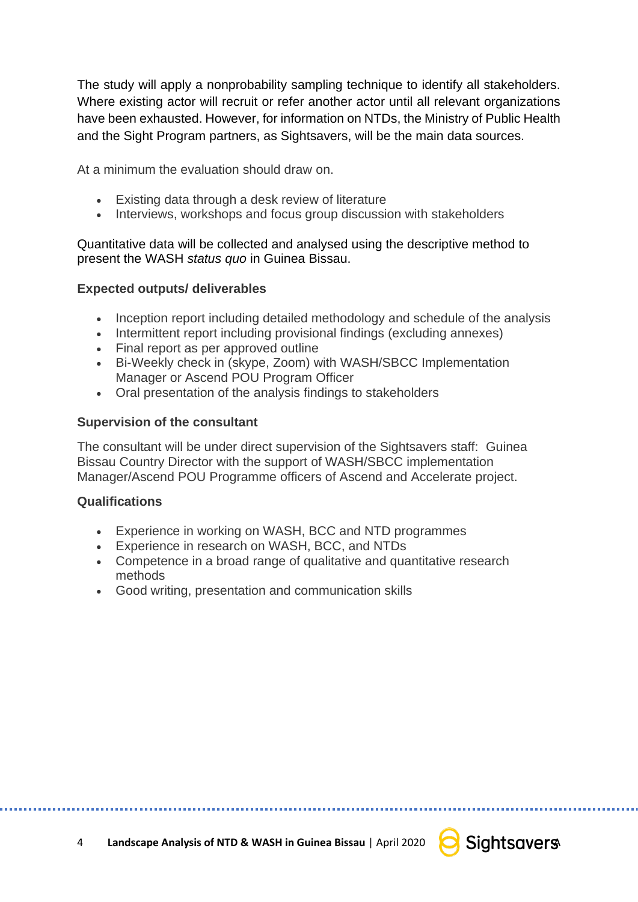The study will apply a nonprobability sampling technique to identify all stakeholders. Where existing actor will recruit or refer another actor until all relevant organizations have been exhausted. However, for information on NTDs, the Ministry of Public Health and the Sight Program partners, as Sightsavers, will be the main data sources.

At a minimum the evaluation should draw on.

- Existing data through a desk review of literature
- Interviews, workshops and focus group discussion with stakeholders

Quantitative data will be collected and analysed using the descriptive method to present the WASH *status quo* in Guinea Bissau.

**Expected outputs/ deliverables**

- Inception report including detailed methodology and schedule of the analysis
- Intermittent report including provisional findings (excluding annexes)
- Final report as per approved outline
- Bi-Weekly check in (skype, Zoom) with WASH/SBCC Implementation Manager or Ascend POU Program Officer
- Oral presentation of the analysis findings to stakeholders

**Supervision of the consultant**

The consultant will be under direct supervision of the Sightsavers staff: Guinea Bissau Country Director with the support of WASH/SBCC implementation Manager/Ascend POU Programme officers of Ascend and Accelerate project.

**Qualifications**

- Experience in working on WASH, BCC and NTD programmes
- Experience in research on WASH, BCC, and NTDs
- Competence in a broad range of qualitative and quantitative research methods
- Good writing, presentation and communication skills